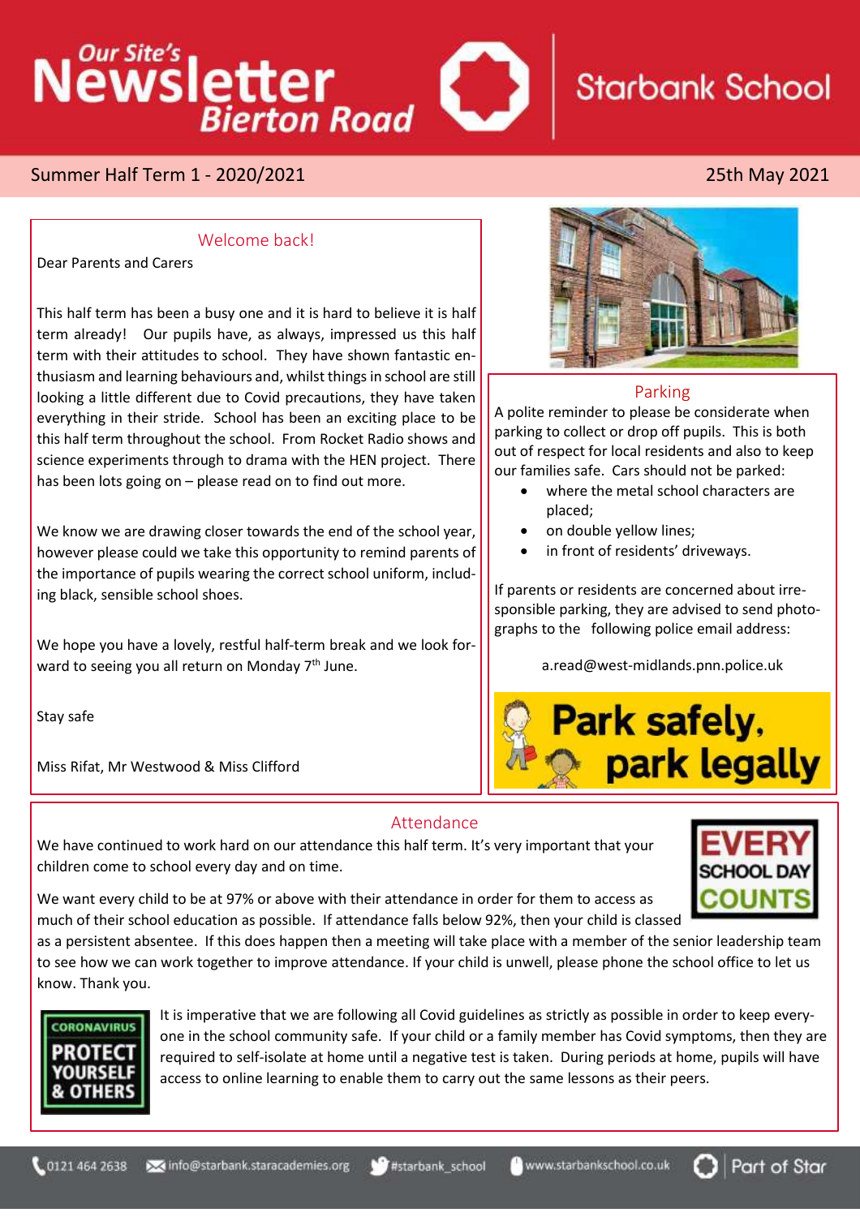# Our Site's Newsletter Bierton Road

## Starbank School

Summer Half Term 1 - 2020/2021

25th May 2021

## Welcome back!

Dear Parents and Carers

This half term has been a busy one and it is hard to believe it is half term already! Our pupils have, as always, impressed us this half term with their attitudes to school. They have shown fantastic enthusiasm and learning behaviours and, whilst things in school are still looking a little different due to Covid precautions, they have taken everything in their stride. School has been an exciting place to be this half term throughout the school. From Rocket Radio shows and science experiments through to drama with the HEN project. There has been lots going on – please read on to find out more.

We know we are drawing closer towards the end of the school year, however please could we take this opportunity to remind parents of the importance of pupils wearing the correct school uniform, including black, sensible school shoes.

We hope you have a lovely, restful half-term break and we look forward to seeing you all return on Monday 7th June.

Stay safe

Miss Rifat, Mr Westwood & Miss Clifford

## Parking

A polite reminder to please be considerate when parking to collect or drop off pupils. This is both out of respect for local residents and also to keep our families safe. Cars should not be parked:

- where the metal school characters are placed;
- on double yellow lines;
- in front of residents' driveways.

If parents or residents are concerned about irresponsible parking, they are advised to send photographs to the following police email address:

a.read@west-midlands.pnn.police.uk

**Park safely, park legally**

## Attendance

**EVERY SCHOOL DAY COUNTS**

We have continued to work hard on our attendance this half term. It's very important that your children come to school every day and on time.

We want every child to be at 97% or above with their attendance in order for them to access as much of their school education as possible. If attendance falls below 92%, then your child is classed as a persistent absentee. If this does happen then a meeting will take place with a member of the senior leadership team to see how we can work together to improve attendance. If your child is unwell, please phone the school office to let us know. Thank you.

**CORONAVIRUS PROTECT YOURSELF & OTHERS**

It is imperative that we are following all Covid guidelines as strictly as possible in order to keep everyone in the school community safe. If your child or a family member has Covid symptoms, then they are required to self-isolate at home until a negative test is taken. During periods at home, pupils will have access to online learning to enable them to carry out the same lessons as their peers.

0121 464 2638 | info@starbank.staracademies.org | #starbank_school | www.starbankschool.co.uk | Part of Star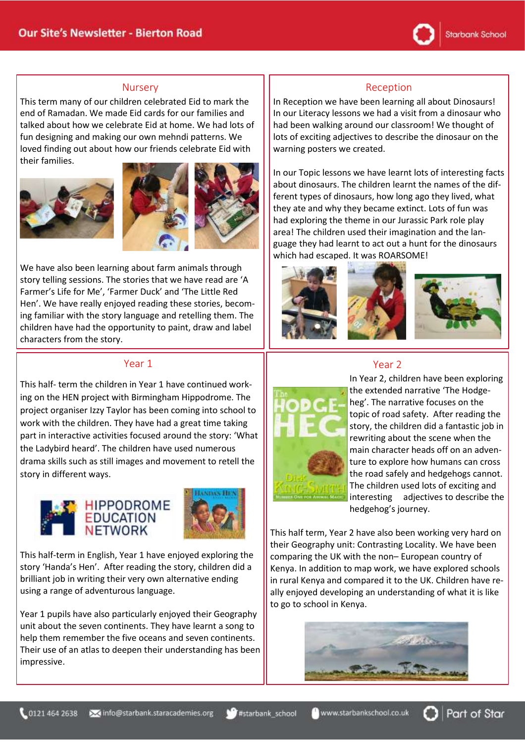## Nursery

This term many of our children celebrated Eid to mark the end of Ramadan. We made Eid cards for our families and talked about how we celebrate Eid at home. We had lots of fun designing and making our own mehndi patterns. We loved finding out about how our friends celebrate Eid with their families.

We have also been learning about farm animals through story telling sessions. The stories that we have read are 'A Farmer's Life for Me', 'Farmer Duck' and 'The Little Red Hen'. We have really enjoyed reading these stories, becoming familiar with the story language and retelling them. The children have had the opportunity to paint, draw and label characters from the story.

## Reception

In Reception we have been learning all about Dinosaurs! In our Literacy lessons we had a visit from a dinosaur who had been walking around our classroom! We thought of lots of exciting adjectives to describe the dinosaur on the warning posters we created.

In our Topic lessons we have learnt lots of interesting facts about dinosaurs. The children learnt the names of the different types of dinosaurs, how long ago they lived, what they ate and why they became extinct. Lots of fun was had exploring the theme in our Jurassic Park role play area! The children used their imagination and the language they had learnt to act out a hunt for the dinosaurs which had escaped. It was ROARSOME!

## Year 1

This half- term the children in Year 1 have continued working on the HEN project with Birmingham Hippodrome. The project organiser Izzy Taylor has been coming into school to work with the children. They have had a great time taking part in interactive activities focused around the story: 'What the Ladybird heard'. The children have used numerous drama skills such as still images and movement to retell the story in different ways.

HIPPODROME EDUCATION NETWORK

This half-term in English, Year 1 have enjoyed exploring the story 'Handa's Hen'. After reading the story, children did a brilliant job in writing their very own alternative ending using a range of adventurous language.

Year 1 pupils have also particularly enjoyed their Geography unit about the seven continents. They have learnt a song to help them remember the five oceans and seven continents. Their use of an atlas to deepen their understanding has been impressive.

## Year 2

In Year 2, children have been exploring the extended narrative 'The Hodgeheg'. The narrative focuses on the topic of road safety. After reading the story, the children did a fantastic job in rewriting about the scene when the main character heads off on an adventure to explore how humans can cross the road safely and hedgehogs cannot. The children used lots of exciting and interesting adjectives to describe the hedgehog's journey.

This half term, Year 2 have also been working very hard on their Geography unit: Contrasting Locality. We have been comparing the UK with the non– European country of Kenya. In addition to map work, we have explored schools in rural Kenya and compared it to the UK. Children have really enjoyed developing an understanding of what it is like to go to school in Kenya.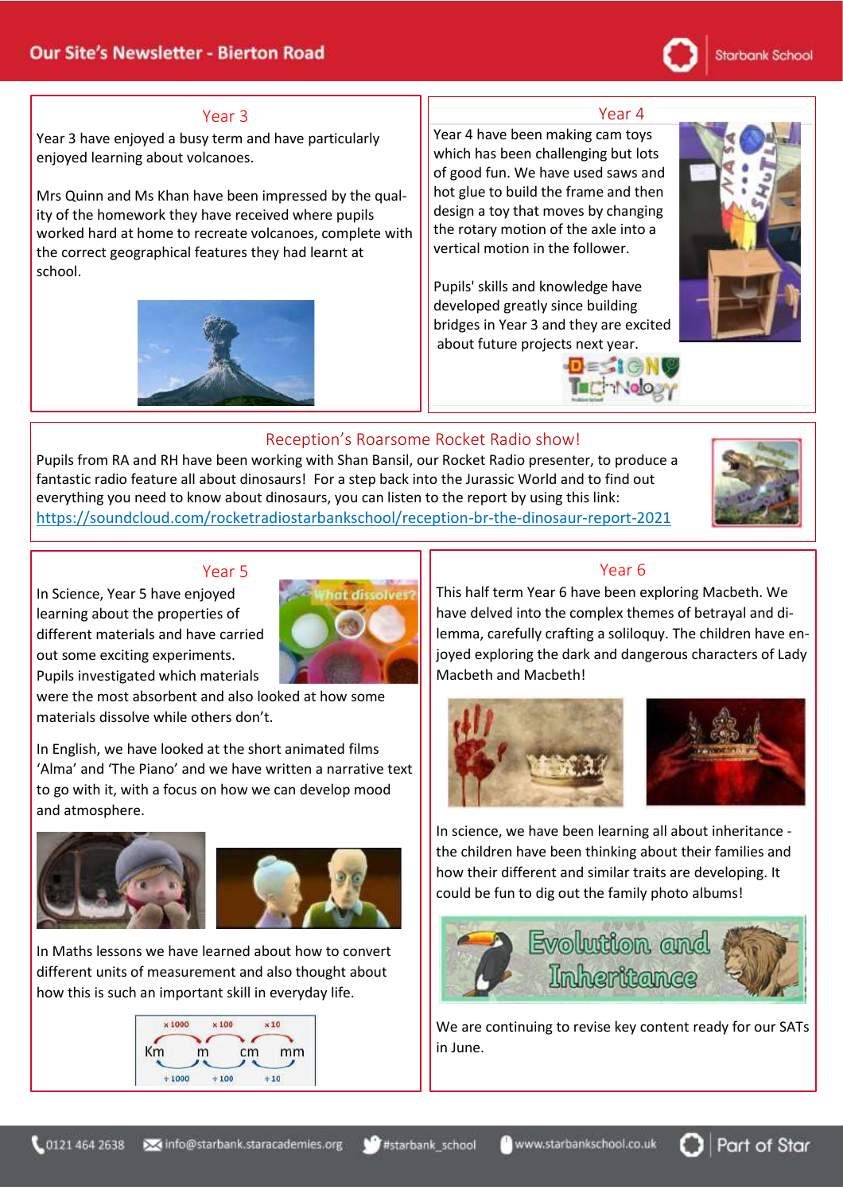# Our Site's Newsletter - Bierton Road

## Year 3

Year 3 have enjoyed a busy term and have particularly enjoyed learning about volcanoes.

Mrs Quinn and Ms Khan have been impressed by the quality of the homework they have received where pupils worked hard at home to recreate volcanoes, complete with the correct geographical features they had learnt at school.

## Year 4

Year 4 have been making cam toys which has been challenging but lots of good fun. We have used saws and hot glue to build the frame and then design a toy that moves by changing the rotary motion of the axle into a vertical motion in the follower.

Pupils' skills and knowledge have developed greatly since building bridges in Year 3 and they are excited about future projects next year.

## Reception's Roarsome Rocket Radio show!

Pupils from RA and RH have been working with Shan Bansil, our Rocket Radio presenter, to produce a fantastic radio feature all about dinosaurs! For a step back into the Jurassic World and to find out everything you need to know about dinosaurs, you can listen to the report by using this link: https://soundcloud.com/rocketradiostarbankschool/reception-br-the-dinosaur-report-2021

## Year 5

In Science, Year 5 have enjoyed learning about the properties of different materials and have carried out some exciting experiments. Pupils investigated which materials were the most absorbent and also looked at how some materials dissolve while others don't.

In English, we have looked at the short animated films 'Alma' and 'The Piano' and we have written a narrative text to go with it, with a focus on how we can develop mood and atmosphere.

In Maths lessons we have learned about how to convert different units of measurement and also thought about how this is such an important skill in everyday life.

## Year 6

This half term Year 6 have been exploring Macbeth. We have delved into the complex themes of betrayal and dilemma, carefully crafting a soliloquy. The children have enjoyed exploring the dark and dangerous characters of Lady Macbeth and Macbeth!

In science, we have been learning all about inheritance - the children have been thinking about their families and how their different and similar traits are developing. It could be fun to dig out the family photo albums!

We are continuing to revise key content ready for our SATs in June.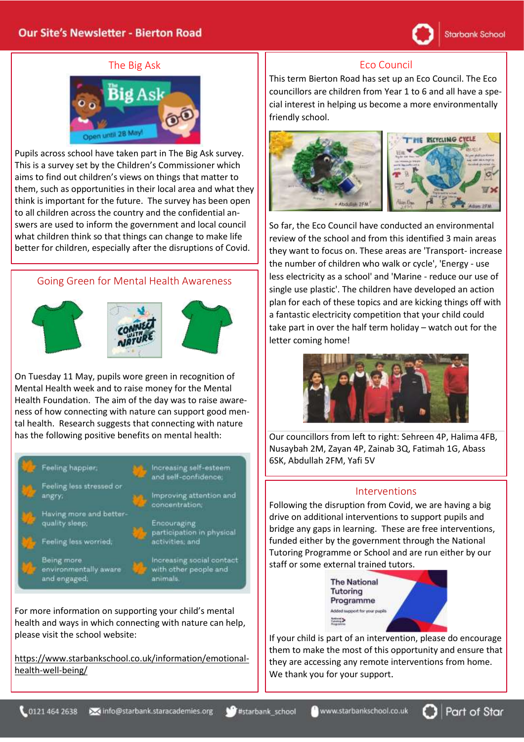# Our Site's Newsletter - Bierton Road

## The Big Ask

Pupils across school have taken part in The Big Ask survey. This is a survey set by the Children's Commissioner which aims to find out children's views on things that matter to them, such as opportunities in their local area and what they think is important for the future. The survey has been open to all children across the country and the confidential answers are used to inform the government and local council what children think so that things can change to make life better for children, especially after the disruptions of Covid.

## Going Green for Mental Health Awareness

On Tuesday 11 May, pupils wore green in recognition of Mental Health week and to raise money for the Mental Health Foundation. The aim of the day was to raise awareness of how connecting with nature can support good mental health. Research suggests that connecting with nature has the following positive benefits on mental health:

- Feeling happier;
- Feeling less stressed or angry;
- Having more and better-quality sleep;
- Feeling less worried;
- Being more environmentally aware and engaged;
- Increasing self-esteem and self-confidence;
- Improving attention and concentration;
- Encouraging participation in physical activities; and
- Increasing social contact with other people and animals.

For more information on supporting your child's mental health and ways in which connecting with nature can help, please visit the school website:

https://www.starbankschool.co.uk/information/emotional-health-well-being/

## Eco Council

This term Bierton Road has set up an Eco Council. The Eco councillors are children from Year 1 to 6 and all have a special interest in helping us become a more environmentally friendly school.

So far, the Eco Council have conducted an environmental review of the school and from this identified 3 main areas they want to focus on. These areas are 'Transport- increase the number of children who walk or cycle', 'Energy - use less electricity as a school' and 'Marine - reduce our use of single use plastic'. The children have developed an action plan for each of these topics and are kicking things off with a fantastic electricity competition that your child could take part in over the half term holiday – watch out for the letter coming home!

Our councillors from left to right: Sehreen 4P, Halima 4FB, Nusaybah 2M, Zayan 4P, Zainab 3Q, Fatimah 1G, Abass 6SK, Abdullah 2FM, Yafi 5V

## Interventions

Following the disruption from Covid, we are having a big drive on additional interventions to support pupils and bridge any gaps in learning. These are free interventions, funded either by the government through the National Tutoring Programme or School and are run either by our staff or some external trained tutors.

If your child is part of an intervention, please do encourage them to make the most of this opportunity and ensure that they are accessing any remote interventions from home. We thank you for your support.

0121 464 2638 | info@starbank.staracademies.org | #starbank_school | www.starbankschool.co.uk | Part of Star